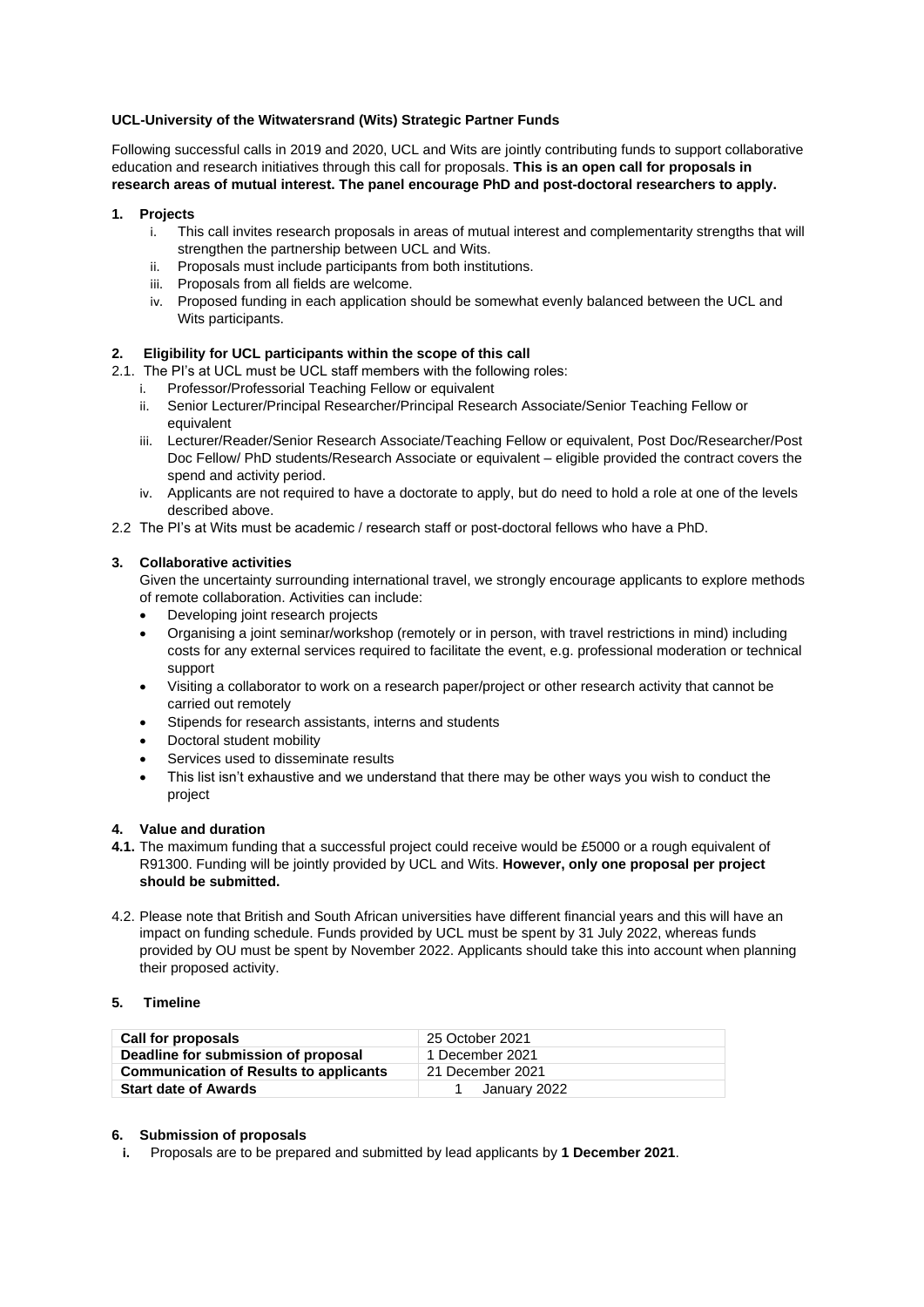**UCL-University of the Witwatersrand (Wits) Strategic Partner Funds**

Following successful calls in 2019 and 2020, UCL and Wits are jointly contributing funds to support collaborative education and research initiatives through this call for proposals. **This is an open call for proposals in research areas of mutual interest. The panel encourage PhD and post-doctoral researchers to apply.**

## 1. Projects

i. This call invites research proposals in areas of mutual interest and complementarity strengths that will strengthen the partnership between UCL and Wits.

ii. Proposals must include participants from both institutions.

iii. Proposals from all fields are welcome.

iv. Proposed funding in each application should be somewhat evenly balanced between the UCL and Wits participants.

## 2. Eligibility for UCL participants within the scope of this call

2.1. The PI's at UCL must be UCL staff members with the following roles:

i. Professor/Professorial Teaching Fellow or equivalent

ii. Senior Lecturer/Principal Researcher/Principal Research Associate/Senior Teaching Fellow or equivalent

iii. Lecturer/Reader/Senior Research Associate/Teaching Fellow or equivalent, Post Doc/Researcher/Post Doc Fellow/ PhD students/Research Associate or equivalent – eligible provided the contract covers the spend and activity period.

iv. Applicants are not required to have a doctorate to apply, but do need to hold a role at one of the levels described above.

2.2 The PI's at Wits must be academic / research staff or post-doctoral fellows who have a PhD.

## 3. Collaborative activities

Given the uncertainty surrounding international travel, we strongly encourage applicants to explore methods of remote collaboration. Activities can include:

- Developing joint research projects
- Organising a joint seminar/workshop (remotely or in person, with travel restrictions in mind) including costs for any external services required to facilitate the event, e.g. professional moderation or technical support
- Visiting a collaborator to work on a research paper/project or other research activity that cannot be carried out remotely
- Stipends for research assistants, interns and students
- Doctoral student mobility
- Services used to disseminate results
- This list isn't exhaustive and we understand that there may be other ways you wish to conduct the project

## 4. Value and duration

**4.1.** The maximum funding that a successful project could receive would be £5000 or a rough equivalent of R91300. Funding will be jointly provided by UCL and Wits. **However, only one proposal per project should be submitted.**

4.2. Please note that British and South African universities have different financial years and this will have an impact on funding schedule. Funds provided by UCL must be spent by 31 July 2022, whereas funds provided by OU must be spent by November 2022. Applicants should take this into account when planning their proposed activity.

## 5. Timeline

| | |
|---|---|
| **Call for proposals** | 25 October 2021 |
| **Deadline for submission of proposal** | 1 December 2021 |
| **Communication of Results to applicants** | 21 December 2021 |
| **Start date of Awards** | 1 January 2022 |

## 6. Submission of proposals

**i.** Proposals are to be prepared and submitted by lead applicants by **1 December 2021**.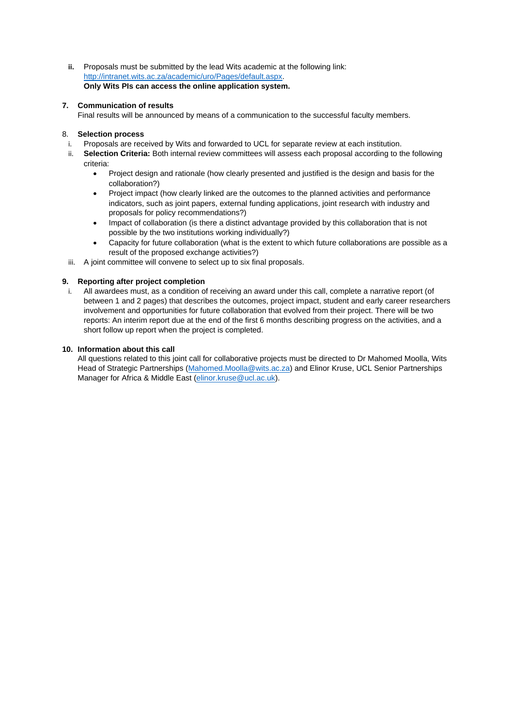ii. Proposals must be submitted by the lead Wits academic at the following link: http://intranet.wits.ac.za/academic/uro/Pages/default.aspx.
**Only Wits PIs can access the online application system.**

**7. Communication of results**

Final results will be announced by means of a communication to the successful faculty members.

**8. Selection process**

i. Proposals are received by Wits and forwarded to UCL for separate review at each institution.

ii. **Selection Criteria:** Both internal review committees will assess each proposal according to the following criteria:
   - Project design and rationale (how clearly presented and justified is the design and basis for the collaboration?)
   - Project impact (how clearly linked are the outcomes to the planned activities and performance indicators, such as joint papers, external funding applications, joint research with industry and proposals for policy recommendations?)
   - Impact of collaboration (is there a distinct advantage provided by this collaboration that is not possible by the two institutions working individually?)
   - Capacity for future collaboration (what is the extent to which future collaborations are possible as a result of the proposed exchange activities?)

iii. A joint committee will convene to select up to six final proposals.

**9. Reporting after project completion**

i. All awardees must, as a condition of receiving an award under this call, complete a narrative report (of between 1 and 2 pages) that describes the outcomes, project impact, student and early career researchers involvement and opportunities for future collaboration that evolved from their project. There will be two reports: An interim report due at the end of the first 6 months describing progress on the activities, and a short follow up report when the project is completed.

**10. Information about this call**

All questions related to this joint call for collaborative projects must be directed to Dr Mahomed Moolla, Wits Head of Strategic Partnerships (Mahomed.Moolla@wits.ac.za) and Elinor Kruse, UCL Senior Partnerships Manager for Africa & Middle East (elinor.kruse@ucl.ac.uk).